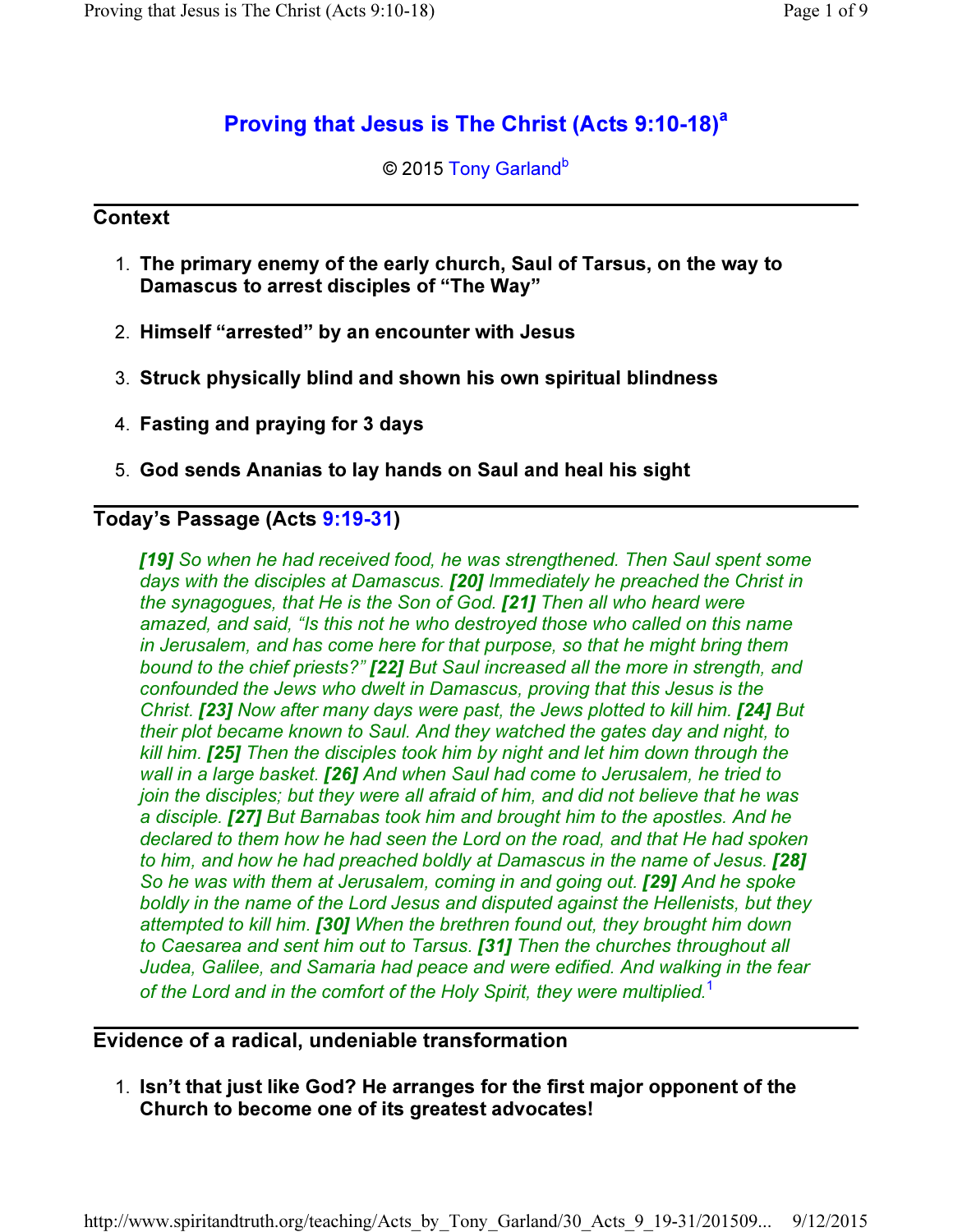# Proving that Jesus is The Christ (Acts 9:10-18)[a]

© 2015 Tony Garland[b]

## Context

1. **The primary enemy of the early church, Saul of Tarsus, on the way to Damascus to arrest disciples of "The Way"**
2. **Himself "arrested" by an encounter with Jesus**
3. **Struck physically blind and shown his own spiritual blindness**
4. **Fasting and praying for 3 days**
5. **God sends Ananias to lay hands on Saul and heal his sight**

## Today's Passage (Acts 9:19-31)

> ***[19]*** *So when he had received food, he was strengthened. Then Saul spent some days with the disciples at Damascus.* ***[20]*** *Immediately he preached the Christ in the synagogues, that He is the Son of God.* ***[21]*** *Then all who heard were amazed, and said, "Is this not he who destroyed those who called on this name in Jerusalem, and has come here for that purpose, so that he might bring them bound to the chief priests?"* ***[22]*** *But Saul increased all the more in strength, and confounded the Jews who dwelt in Damascus, proving that this Jesus is the Christ.* ***[23]*** *Now after many days were past, the Jews plotted to kill him.* ***[24]*** *But their plot became known to Saul. And they watched the gates day and night, to kill him.* ***[25]*** *Then the disciples took him by night and let him down through the wall in a large basket.* ***[26]*** *And when Saul had come to Jerusalem, he tried to join the disciples; but they were all afraid of him, and did not believe that he was a disciple.* ***[27]*** *But Barnabas took him and brought him to the apostles. And he declared to them how he had seen the Lord on the road, and that He had spoken to him, and how he had preached boldly at Damascus in the name of Jesus.* ***[28]*** *So he was with them at Jerusalem, coming in and going out.* ***[29]*** *And he spoke boldly in the name of the Lord Jesus and disputed against the Hellenists, but they attempted to kill him.* ***[30]*** *When the brethren found out, they brought him down to Caesarea and sent him out to Tarsus.* ***[31]*** *Then the churches throughout all Judea, Galilee, and Samaria had peace and were edified. And walking in the fear of the Lord and in the comfort of the Holy Spirit, they were multiplied.*[1]

## Evidence of a radical, undeniable transformation

1. **Isn't that just like God? He arranges for the first major opponent of the Church to become one of its greatest advocates!**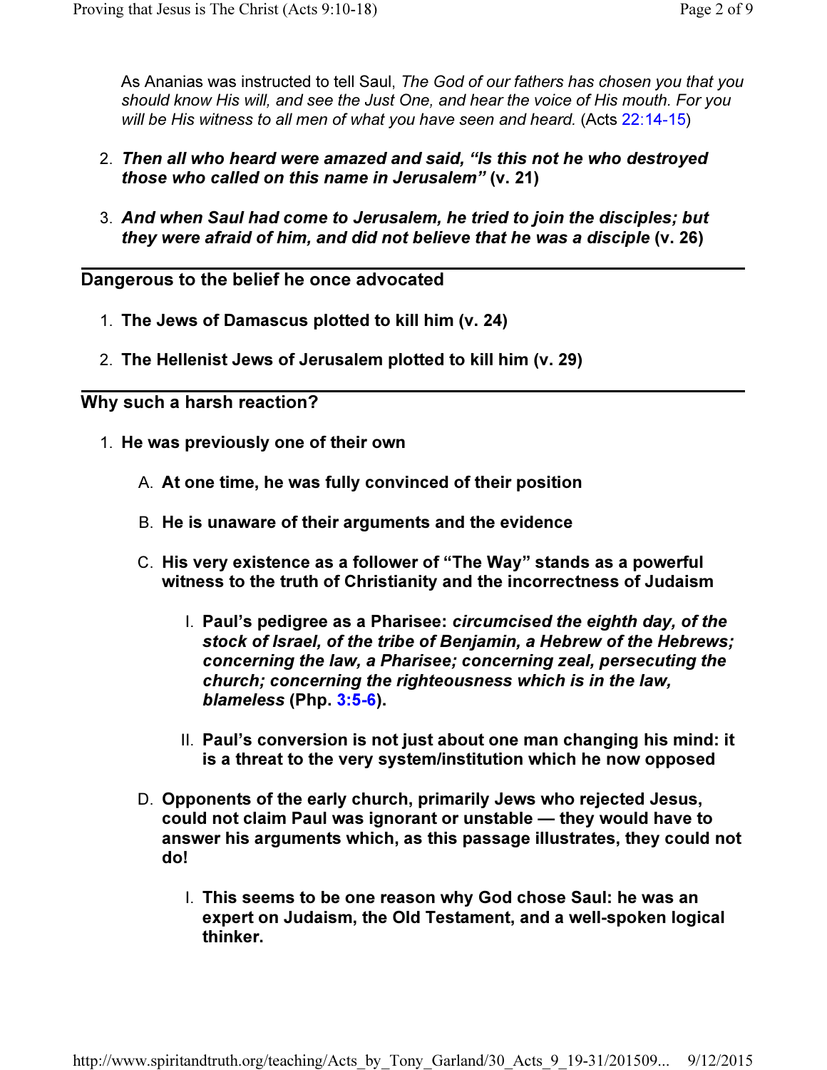As Ananias was instructed to tell Saul, *The God of our fathers has chosen you that you should know His will, and see the Just One, and hear the voice of His mouth. For you will be His witness to all men of what you have seen and heard.* (Acts 22:14-15)

2. ***Then all who heard were amazed and said, "Is this not he who destroyed those who called on this name in Jerusalem"*** **(v. 21)**

3. ***And when Saul had come to Jerusalem, he tried to join the disciples; but they were afraid of him, and did not believe that he was a disciple*** **(v. 26)**

---

## Dangerous to the belief he once advocated

1. **The Jews of Damascus plotted to kill him (v. 24)**

2. **The Hellenist Jews of Jerusalem plotted to kill him (v. 29)**

---

## Why such a harsh reaction?

1. **He was previously one of their own**

   A. **At one time, he was fully convinced of their position**

   B. **He is unaware of their arguments and the evidence**

   C. **His very existence as a follower of "The Way" stands as a powerful witness to the truth of Christianity and the incorrectness of Judaism**

      I. **Paul's pedigree as a Pharisee: *circumcised the eighth day, of the stock of Israel, of the tribe of Benjamin, a Hebrew of the Hebrews; concerning the law, a Pharisee; concerning zeal, persecuting the church; concerning the righteousness which is in the law, blameless* (Php. 3:5-6).**

      II. **Paul's conversion is not just about one man changing his mind: it is a threat to the very system/institution which he now opposed**

   D. **Opponents of the early church, primarily Jews who rejected Jesus, could not claim Paul was ignorant or unstable — they would have to answer his arguments which, as this passage illustrates, they could not do!**

      I. **This seems to be one reason why God chose Saul: he was an expert on Judaism, the Old Testament, and a well-spoken logical thinker.**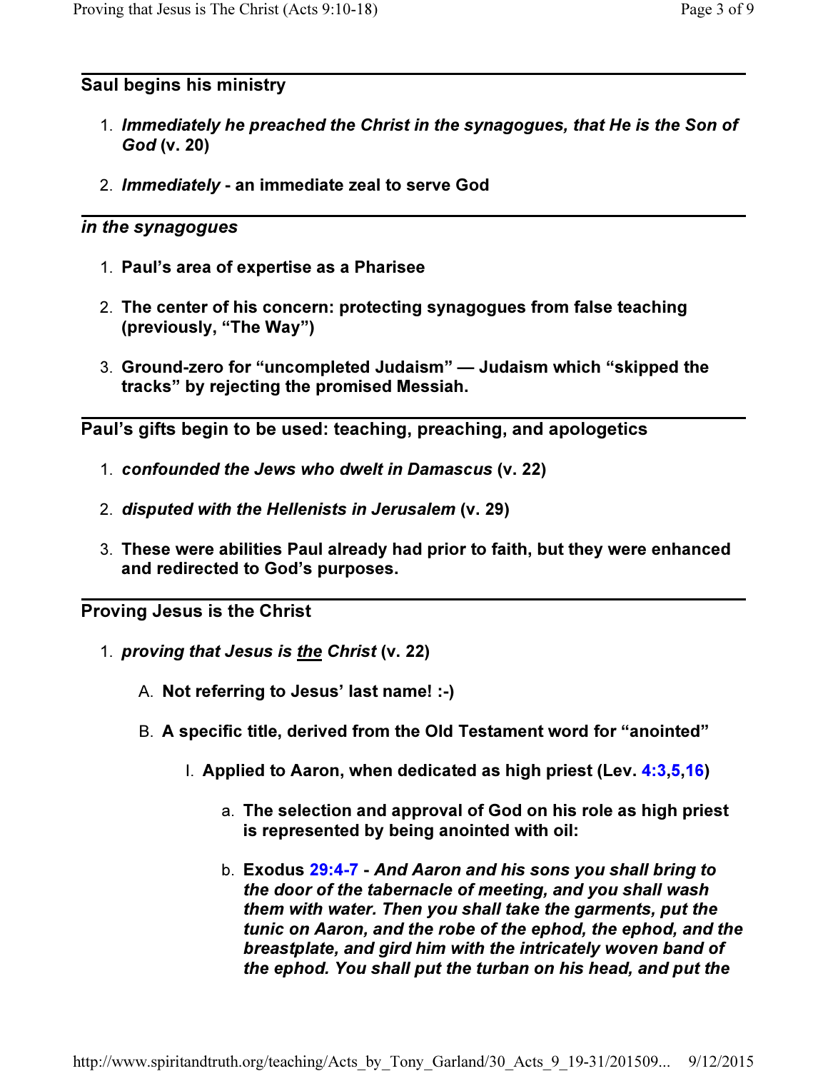## Saul begins his ministry

1. ***Immediately he preached the Christ in the synagogues, that He is the Son of God*** **(v. 20)**
2. ***Immediately*** **- an immediate zeal to serve God**

## *in the synagogues*

1. **Paul's area of expertise as a Pharisee**
2. **The center of his concern: protecting synagogues from false teaching (previously, "The Way")**
3. **Ground-zero for "uncompleted Judaism" — Judaism which "skipped the tracks" by rejecting the promised Messiah.**

## Paul's gifts begin to be used: teaching, preaching, and apologetics

1. ***confounded the Jews who dwelt in Damascus*** **(v. 22)**
2. ***disputed with the Hellenists in Jerusalem*** **(v. 29)**
3. **These were abilities Paul already had prior to faith, but they were enhanced and redirected to God's purposes.**

## Proving Jesus is the Christ

1. ***proving that Jesus is <u>the</u> Christ*** **(v. 22)**
   - A. **Not referring to Jesus' last name! :-)**
   - B. **A specific title, derived from the Old Testament word for "anointed"**
     - I. **Applied to Aaron, when dedicated as high priest (Lev. 4:3,5,16)**
       - a. **The selection and approval of God on his role as high priest is represented by being anointed with oil:**
       - b. **Exodus 29:4-7 -** ***And Aaron and his sons you shall bring to the door of the tabernacle of meeting, and you shall wash them with water. Then you shall take the garments, put the tunic on Aaron, and the robe of the ephod, the ephod, and the breastplate, and gird him with the intricately woven band of the ephod. You shall put the turban on his head, and put the***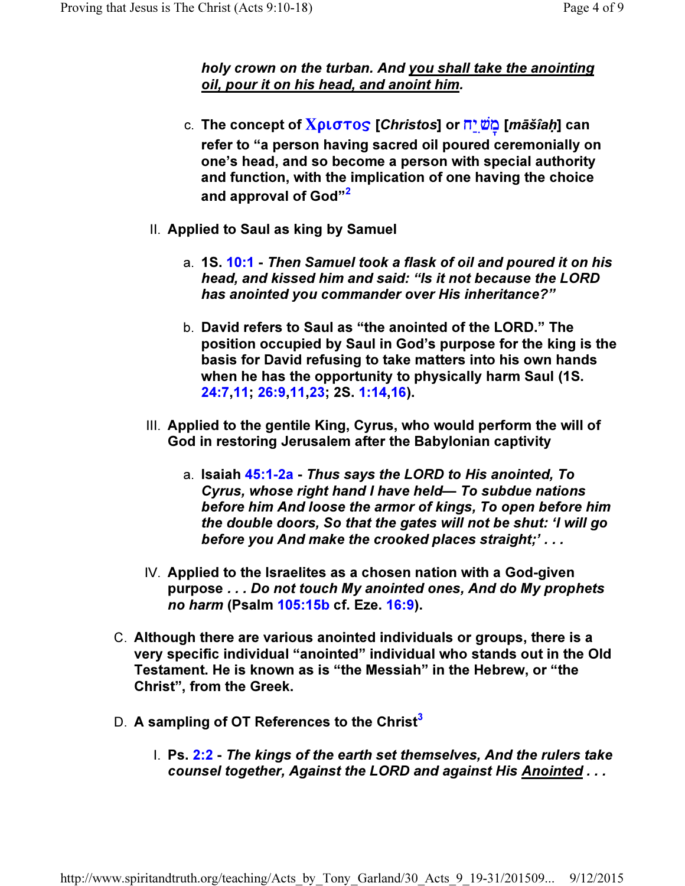***holy crown on the turban. And <u>you shall take the anointing oil, pour it on his head, and anoint him</u>.***

c. **The concept of Χριστος [*Christos*] or מָשִׁיחַ [*māšîaḥ*] can refer to "a person having sacred oil poured ceremonially on one's head, and so become a person with special authority and function, with the implication of one having the choice and approval of God"[2]**

II. **Applied to Saul as king by Samuel**

a. **1S. 10:1 - *Then Samuel took a flask of oil and poured it on his head, and kissed him and said: "Is it not because the LORD has anointed you commander over His inheritance?"***

b. **David refers to Saul as "the anointed of the LORD." The position occupied by Saul in God's purpose for the king is the basis for David refusing to take matters into his own hands when he has the opportunity to physically harm Saul (1S. 24:7,11; 26:9,11,23; 2S. 1:14,16).**

III. **Applied to the gentile King, Cyrus, who would perform the will of God in restoring Jerusalem after the Babylonian captivity**

a. **Isaiah 45:1-2a - *Thus says the LORD to His anointed, To Cyrus, whose right hand I have held— To subdue nations before him And loose the armor of kings, To open before him the double doors, So that the gates will not be shut: 'I will go before you And make the crooked places straight;' . . .***

IV. **Applied to the Israelites as a chosen nation with a God-given purpose *. . . Do not touch My anointed ones, And do My prophets no harm* (Psalm 105:15b cf. Eze. 16:9).**

C. **Although there are various anointed individuals or groups, there is a very specific individual "anointed" individual who stands out in the Old Testament. He is known as is "the Messiah" in the Hebrew, or "the Christ", from the Greek.**

D. **A sampling of OT References to the Christ[3]**

I. **Ps. 2:2 - *The kings of the earth set themselves, And the rulers take counsel together, Against the LORD and against His <u>Anointed</u> . . .***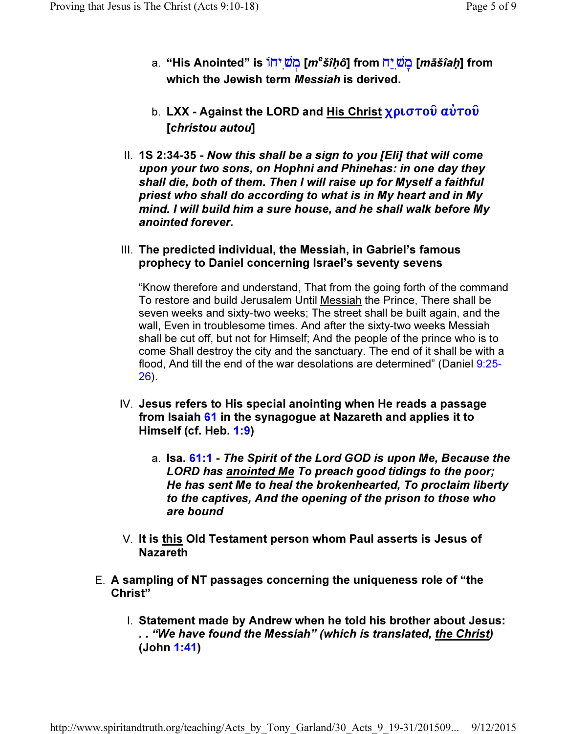a. **"His Anointed" is מְשִׁיחוֹ [*m^e^šîḥô*] from מָשִׁיחַ [*māšîaḥ*] from which the Jewish term *Messiah* is derived.**

b. **LXX - Against the LORD and <u>His Christ</u> χριστοῦ αὐτοῦ [*christou autou*]**

II. **1S 2:34-35 - *Now this shall be a sign to you [Eli] that will come upon your two sons, on Hophni and Phinehas: in one day they shall die, both of them. Then I will raise up for Myself a faithful priest who shall do according to what is in My heart and in My mind. I will build him a sure house, and he shall walk before My anointed forever.***

III. **The predicted individual, the Messiah, in Gabriel's famous prophecy to Daniel concerning Israel's seventy sevens**

"Know therefore and understand, That from the going forth of the command To restore and build Jerusalem Until <u>Messiah</u> the Prince, There shall be seven weeks and sixty-two weeks; The street shall be built again, and the wall, Even in troublesome times. And after the sixty-two weeks <u>Messiah</u> shall be cut off, but not for Himself; And the people of the prince who is to come Shall destroy the city and the sanctuary. The end of it shall be with a flood, And till the end of the war desolations are determined" (Daniel 9:25-26).

IV. **Jesus refers to His special anointing when He reads a passage from Isaiah 61 in the synagogue at Nazareth and applies it to Himself (cf. Heb. 1:9)**

a. **Isa. 61:1 - *The Spirit of the Lord GOD is upon Me, Because the LORD has <u>anointed Me</u> To preach good tidings to the poor; He has sent Me to heal the brokenhearted, To proclaim liberty to the captives, And the opening of the prison to those who are bound***

V. **It is <u>this</u> Old Testament person whom Paul asserts is Jesus of Nazareth**

E. **A sampling of NT passages concerning the uniqueness role of "the Christ"**

I. **Statement made by Andrew when he told his brother about Jesus: *. . "We have found the Messiah" (which is translated, <u>the Christ</u>)* (John 1:41)**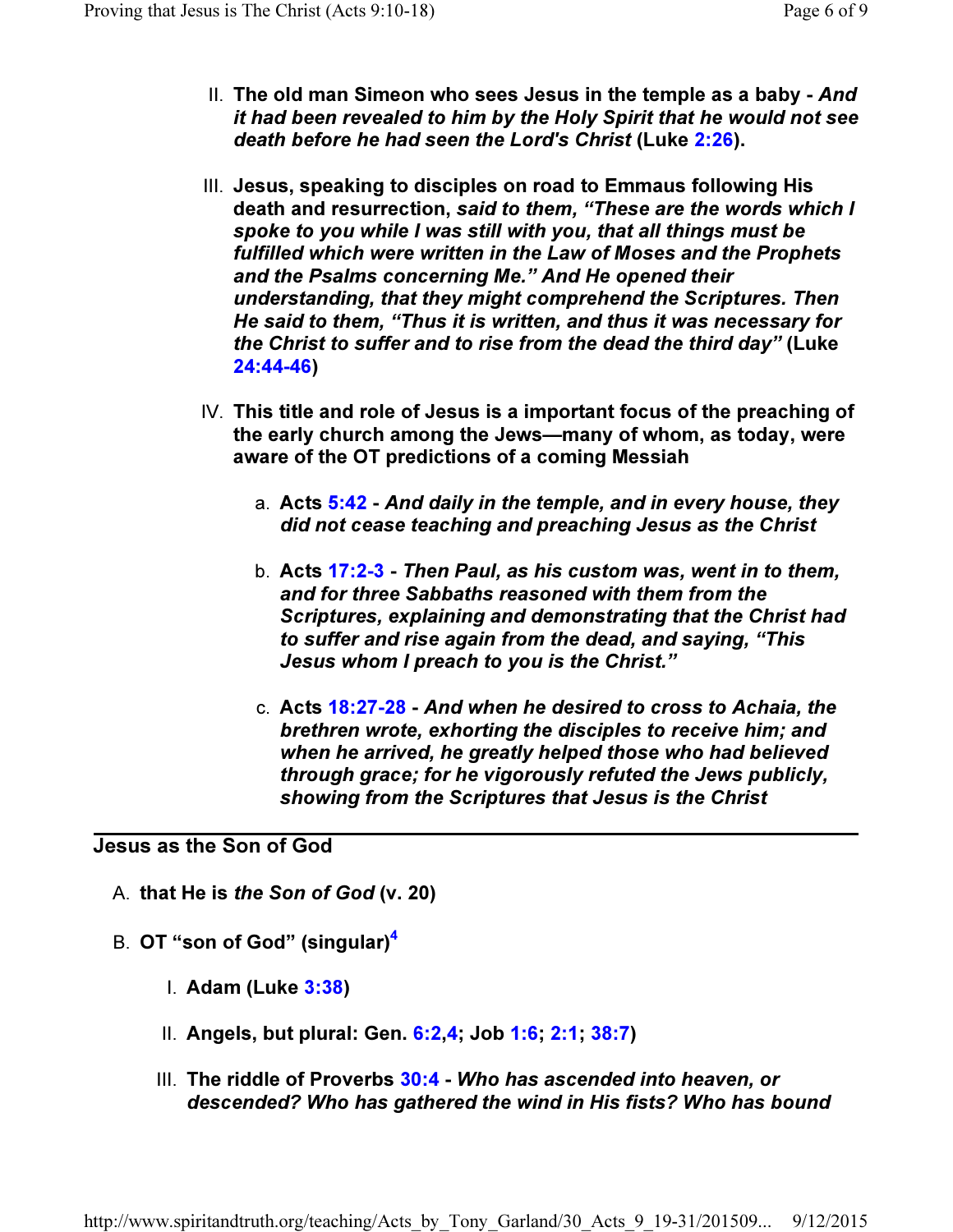II. **The old man Simeon who sees Jesus in the temple as a baby -** ***And it had been revealed to him by the Holy Spirit that he would not see death before he had seen the Lord's Christ*** **(Luke 2:26).**

III. **Jesus, speaking to disciples on road to Emmaus following His death and resurrection,** ***said to them, "These are the words which I spoke to you while I was still with you, that all things must be fulfilled which were written in the Law of Moses and the Prophets and the Psalms concerning Me." And He opened their understanding, that they might comprehend the Scriptures. Then He said to them, "Thus it is written, and thus it was necessary for the Christ to suffer and to rise from the dead the third day"*** **(Luke 24:44-46)**

IV. **This title and role of Jesus is a important focus of the preaching of the early church among the Jews—many of whom, as today, were aware of the OT predictions of a coming Messiah**

   a. **Acts 5:42 -** ***And daily in the temple, and in every house, they did not cease teaching and preaching Jesus as the Christ***

   b. **Acts 17:2-3 -** ***Then Paul, as his custom was, went in to them, and for three Sabbaths reasoned with them from the Scriptures, explaining and demonstrating that the Christ had to suffer and rise again from the dead, and saying, "This Jesus whom I preach to you is the Christ."***

   c. **Acts 18:27-28 -** ***And when he desired to cross to Achaia, the brethren wrote, exhorting the disciples to receive him; and when he arrived, he greatly helped those who had believed through grace; for he vigorously refuted the Jews publicly, showing from the Scriptures that Jesus is the Christ***

---

## Jesus as the Son of God

A. **that He is** ***the Son of God*** **(v. 20)**

B. **OT "son of God" (singular)[4]**

   I. **Adam (Luke 3:38)**

   II. **Angels, but plural: Gen. 6:2,4; Job 1:6; 2:1; 38:7)**

   III. **The riddle of Proverbs 30:4 -** ***Who has ascended into heaven, or descended? Who has gathered the wind in His fists? Who has bound***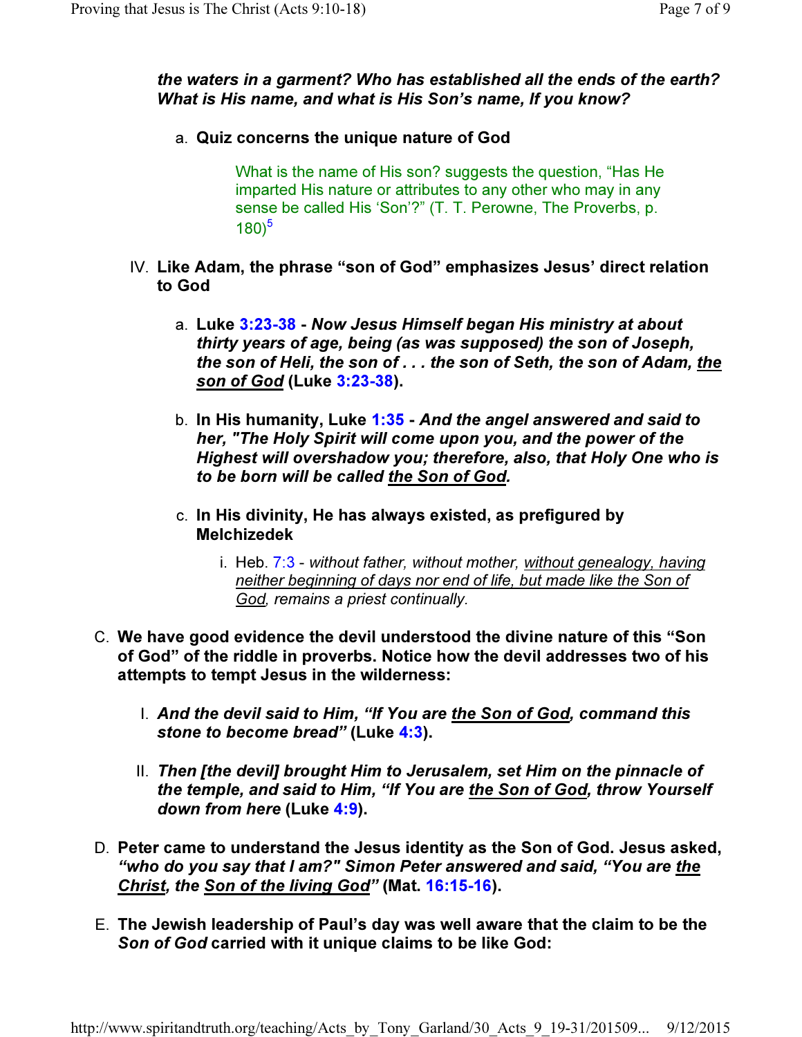***the waters in a garment? Who has established all the ends of the earth? What is His name, and what is His Son's name, If you know?***

a. **Quiz concerns the unique nature of God**

> What is the name of His son? suggests the question, "Has He imparted His nature or attributes to any other who may in any sense be called His 'Son'?" (T. T. Perowne, The Proverbs, p. 180)[5]

IV. **Like Adam, the phrase "son of God" emphasizes Jesus' direct relation to God**

a. **Luke 3:23-38 - *Now Jesus Himself began His ministry at about thirty years of age, being (as was supposed) the son of Joseph, the son of Heli, the son of . . . the son of Seth, the son of Adam, <u>the son of God</u>* (Luke 3:23-38).**

b. **In His humanity, Luke 1:35 - *And the angel answered and said to her, "The Holy Spirit will come upon you, and the power of the Highest will overshadow you; therefore, also, that Holy One who is to be born will be called <u>the Son of God</u>.***

c. **In His divinity, He has always existed, as prefigured by Melchizedek**

i. Heb. 7:3 - *without father, without mother, <u>without genealogy, having neither beginning of days nor end of life, but made like the Son of God</u>, remains a priest continually.*

C. **We have good evidence the devil understood the divine nature of this "Son of God" of the riddle in proverbs. Notice how the devil addresses two of his attempts to tempt Jesus in the wilderness:**

I. ***And the devil said to Him, "If You are <u>the Son of God</u>, command this stone to become bread"* (Luke 4:3).**

II. ***Then [the devil] brought Him to Jerusalem, set Him on the pinnacle of the temple, and said to Him, "If You are <u>the Son of God</u>, throw Yourself down from here* (Luke 4:9).**

D. **Peter came to understand the Jesus identity as the Son of God. Jesus asked, *"who do you say that I am?" Simon Peter answered and said, "You are <u>the Christ</u>, the <u>Son of the living God</u>"* (Mat. 16:15-16).**

E. **The Jewish leadership of Paul's day was well aware that the claim to be the *Son of God* carried with it unique claims to be like God:**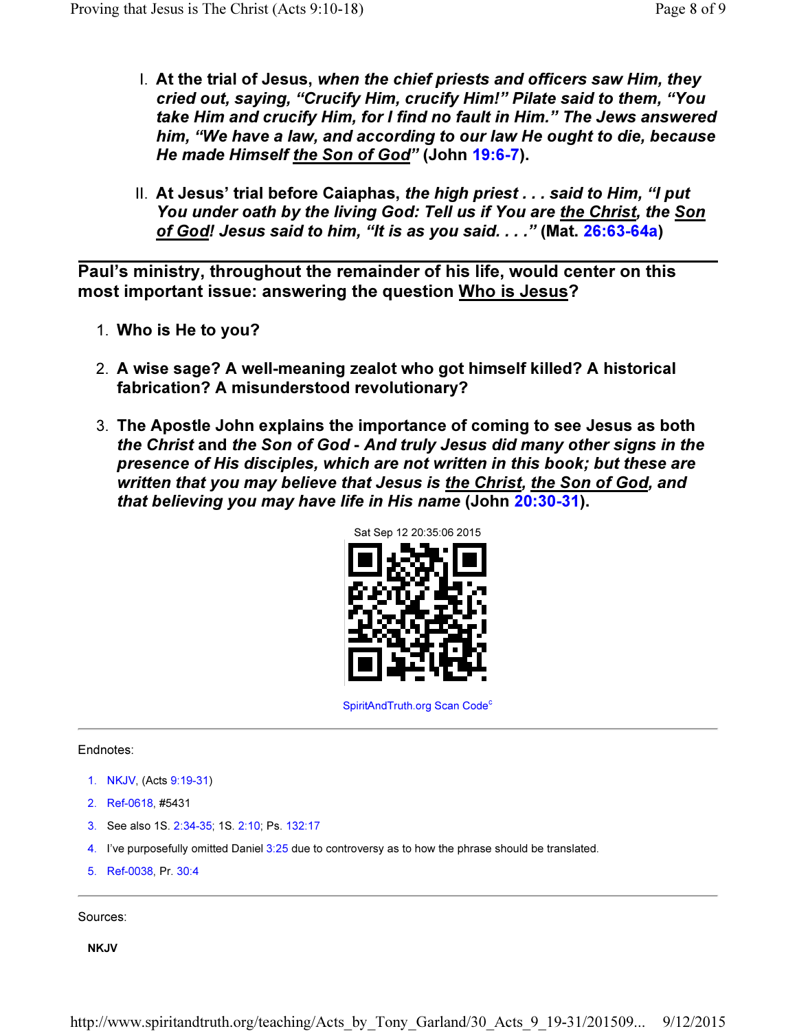I. **At the trial of Jesus,** ***when the chief priests and officers saw Him, they cried out, saying, "Crucify Him, crucify Him!" Pilate said to them, "You take Him and crucify Him, for I find no fault in Him." The Jews answered him, "We have a law, and according to our law He ought to die, because He made Himself the Son of God"*** **(John 19:6-7).**

II. **At Jesus' trial before Caiaphas,** ***the high priest . . . said to Him, "I put You under oath by the living God: Tell us if You are the Christ, the Son of God! Jesus said to him, "It is as you said. . . ."*** **(Mat. 26:63-64a)**

---

**Paul's ministry, throughout the remainder of his life, would center on this most important issue: answering the question Who is Jesus?**

1. **Who is He to you?**
2. **A wise sage? A well-meaning zealot who got himself killed? A historical fabrication? A misunderstood revolutionary?**
3. **The Apostle John explains the importance of coming to see Jesus as both** ***the Christ*** **and** ***the Son of God - And truly Jesus did many other signs in the presence of His disciples, which are not written in this book; but these are written that you may believe that Jesus is the Christ, the Son of God, and that believing you may have life in His name*** **(John 20:30-31).**

Sat Sep 12 20:35:06 2015

SpiritAndTruth.org Scan Code[c]

---

Endnotes:

1. NKJV, (Acts 9:19-31)
2. Ref-0618, #5431
3. See also 1S. 2:34-35; 1S. 2:10; Ps. 132:17
4. I've purposefully omitted Daniel 3:25 due to controversy as to how the phrase should be translated.
5. Ref-0038, Pr. 30:4

---

Sources:

**NKJV**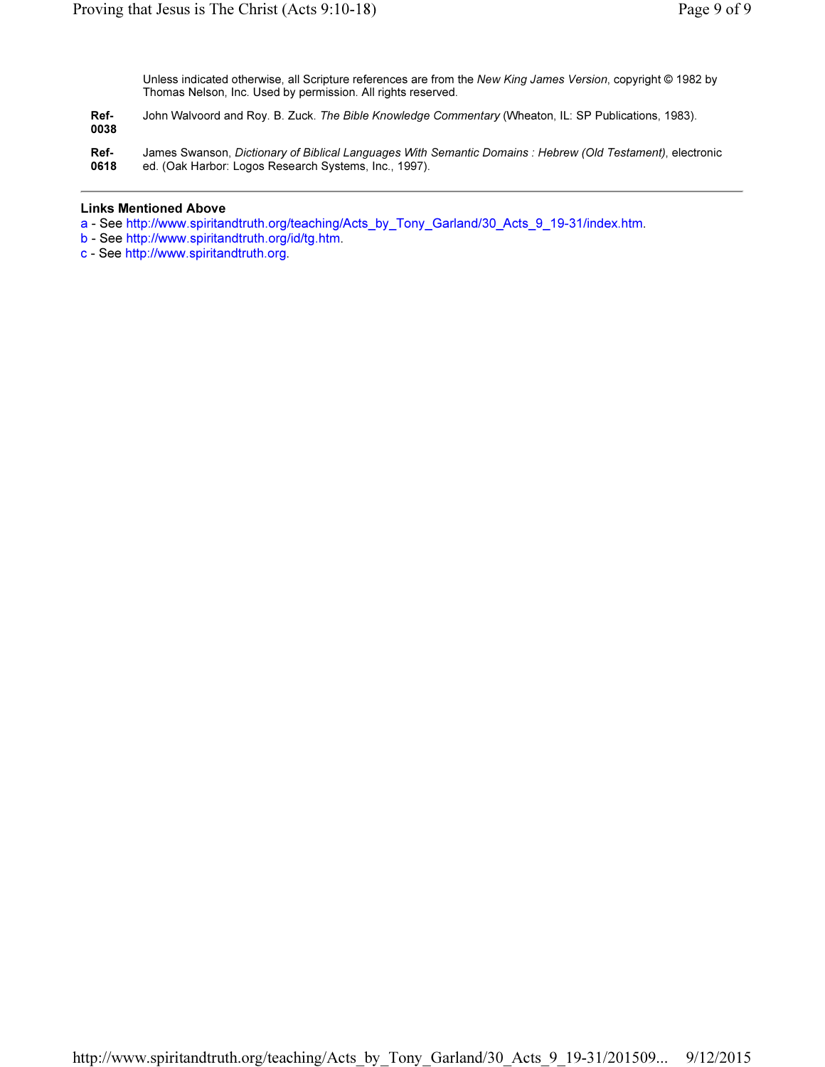Unless indicated otherwise, all Scripture references are from the *New King James Version*, copyright © 1982 by Thomas Nelson, Inc. Used by permission. All rights reserved.

**Ref-0038** John Walvoord and Roy. B. Zuck. *The Bible Knowledge Commentary* (Wheaton, IL: SP Publications, 1983).

**Ref-0618** James Swanson, *Dictionary of Biblical Languages With Semantic Domains : Hebrew (Old Testament)*, electronic ed. (Oak Harbor: Logos Research Systems, Inc., 1997).

---

**Links Mentioned Above**

a - See http://www.spiritandtruth.org/teaching/Acts_by_Tony_Garland/30_Acts_9_19-31/index.htm.
b - See http://www.spiritandtruth.org/id/tg.htm.
c - See http://www.spiritandtruth.org.